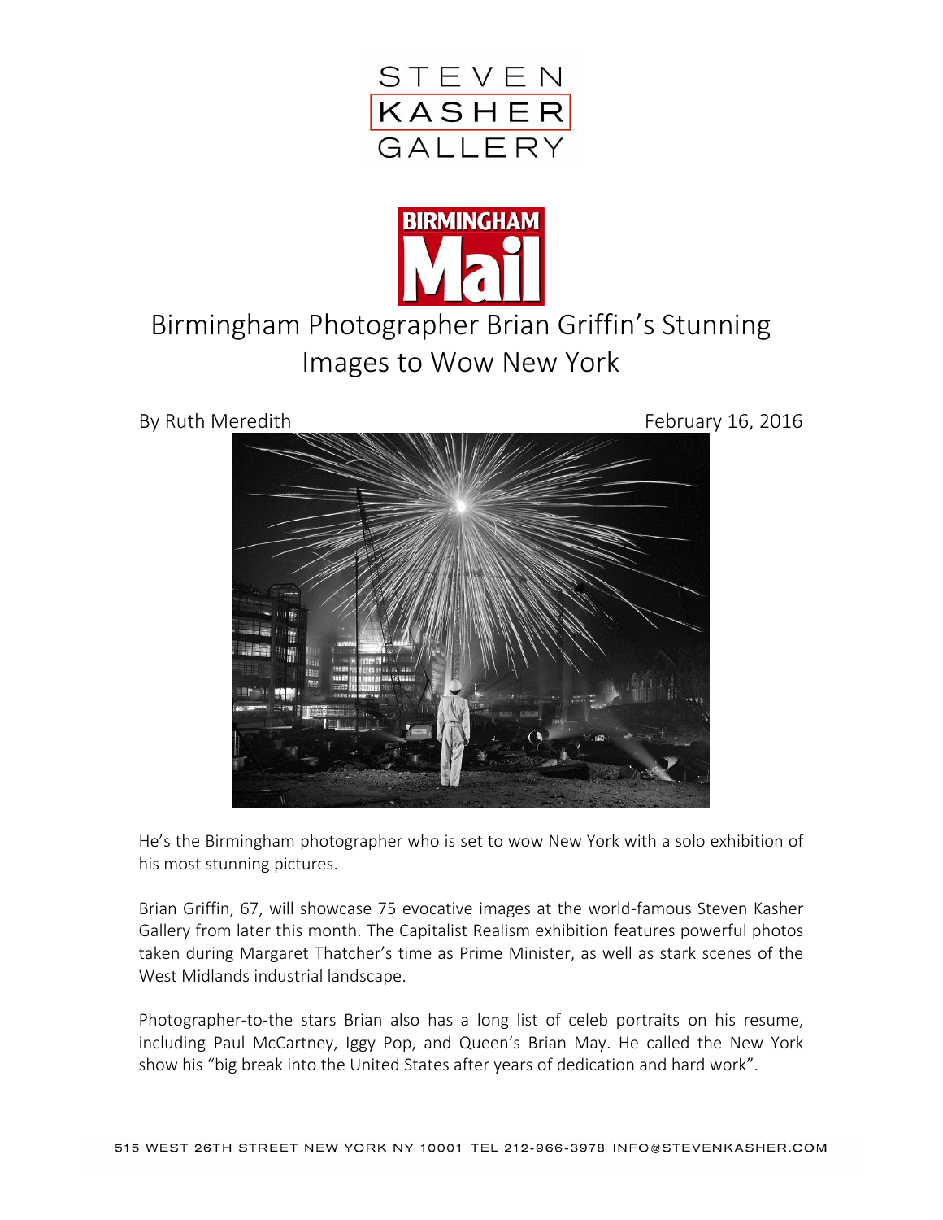STEVEN KASHER GALLERY

BIRMINGHAM Mail

# Birmingham Photographer Brian Griffin's Stunning Images to Wow New York

By Ruth Meredith

February 16, 2016

He's the Birmingham photographer who is set to wow New York with a solo exhibition of his most stunning pictures.

Brian Griffin, 67, will showcase 75 evocative images at the world-famous Steven Kasher Gallery from later this month. The Capitalist Realism exhibition features powerful photos taken during Margaret Thatcher's time as Prime Minister, as well as stark scenes of the West Midlands industrial landscape.

Photographer-to-the stars Brian also has a long list of celeb portraits on his resume, including Paul McCartney, Iggy Pop, and Queen's Brian May. He called the New York show his "big break into the United States after years of dedication and hard work".

515 WEST 26TH STREET NEW YORK NY 10001 TEL 212-966-3978 INFO@STEVENKASHER.COM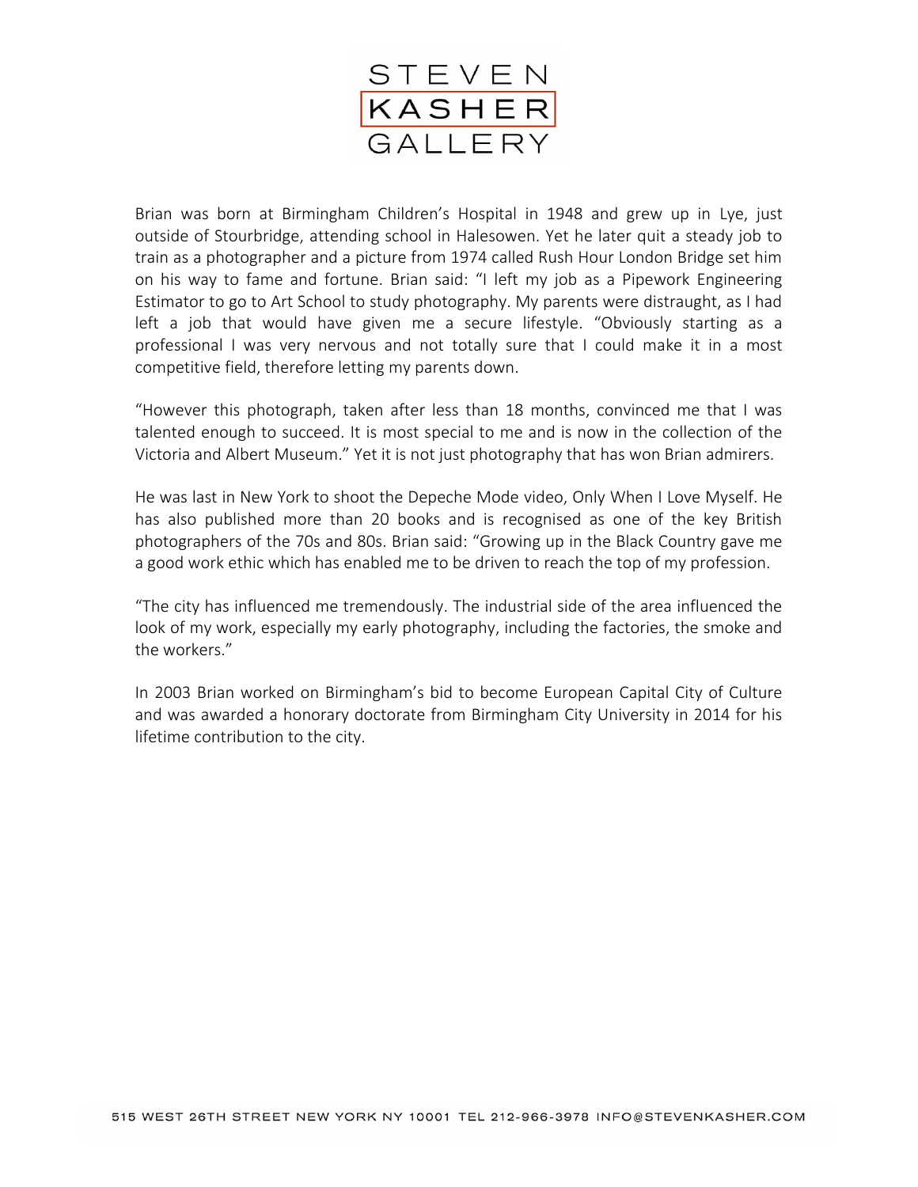Brian was born at Birmingham Children's Hospital in 1948 and grew up in Lye, just outside of Stourbridge, attending school in Halesowen. Yet he later quit a steady job to train as a photographer and a picture from 1974 called Rush Hour London Bridge set him on his way to fame and fortune. Brian said: "I left my job as a Pipework Engineering Estimator to go to Art School to study photography. My parents were distraught, as I had left a job that would have given me a secure lifestyle. "Obviously starting as a professional I was very nervous and not totally sure that I could make it in a most competitive field, therefore letting my parents down.

"However this photograph, taken after less than 18 months, convinced me that I was talented enough to succeed. It is most special to me and is now in the collection of the Victoria and Albert Museum." Yet it is not just photography that has won Brian admirers.

He was last in New York to shoot the Depeche Mode video, Only When I Love Myself. He has also published more than 20 books and is recognised as one of the key British photographers of the 70s and 80s. Brian said: "Growing up in the Black Country gave me a good work ethic which has enabled me to be driven to reach the top of my profession.

"The city has influenced me tremendously. The industrial side of the area influenced the look of my work, especially my early photography, including the factories, the smoke and the workers."

In 2003 Brian worked on Birmingham's bid to become European Capital City of Culture and was awarded a honorary doctorate from Birmingham City University in 2014 for his lifetime contribution to the city.